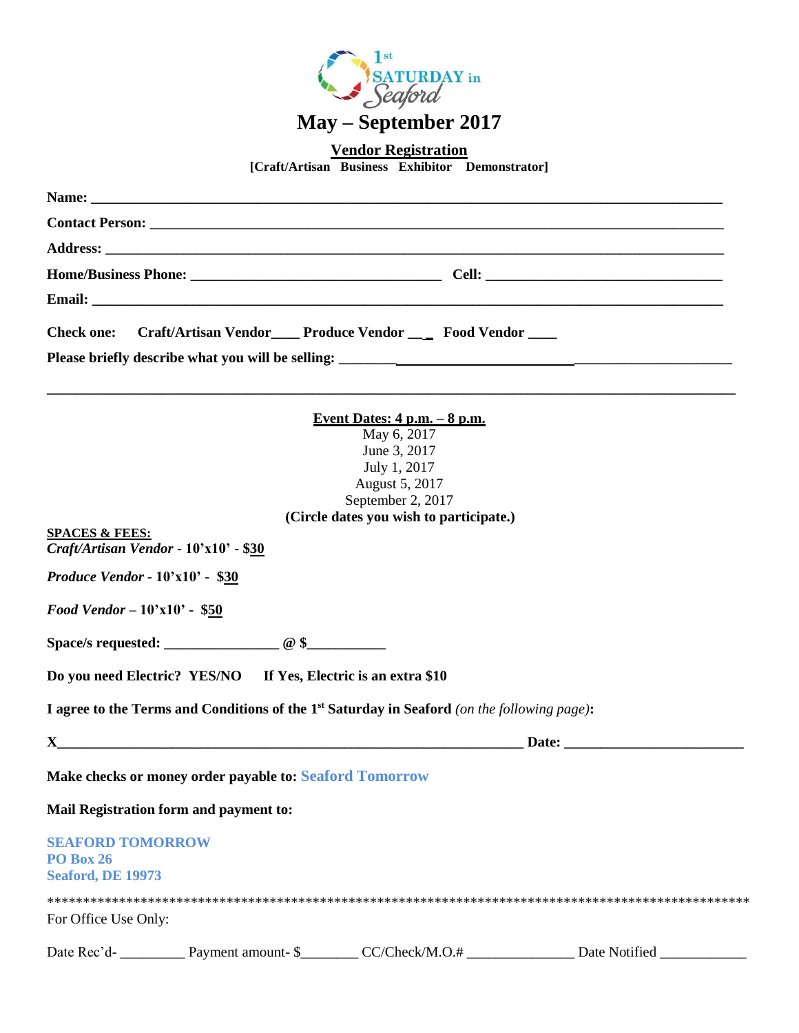1st SATURDAY in Seaford

# May – September 2017

## Vendor Registration

**[Craft/Artisan Business Exhibitor Demonstrator]**

**Name:** ______________________________________________________________________________

**Contact Person:** ______________________________________________________________________

**Address:** ____________________________________________________________________________

**Home/Business Phone:** _______________________________ **Cell:** ____________________________

**Email:** ______________________________________________________________________________

**Check one:** **Craft/Artisan Vendor____ Produce Vendor ___ Food Vendor ____**

**Please briefly describe what you will be selling:** ______________________________________________

_____________________________________________________________________________________

**Event Dates: 4 p.m. – 8 p.m.**

May 6, 2017
June 3, 2017
July 1, 2017
August 5, 2017
September 2, 2017

**(Circle dates you wish to participate.)**

**SPACES & FEES:**

***Craft/Artisan Vendor*** **- 10'x10' - $30**

***Produce Vendor*** **- 10'x10' - $30**

***Food Vendor*** **– 10'x10' - $50**

**Space/s requested: ________________ @ $___________**

**Do you need Electric? YES/NO If Yes, Electric is an extra $10**

**I agree to the Terms and Conditions of the 1st Saturday in Seaford** *(on the following page)***:**

**X__________________________________________________________________ Date: _________________________**

**Make checks or money order payable to: Seaford Tomorrow**

**Mail Registration form and payment to:**

**SEAFORD TOMORROW**
**PO Box 26**
**Seaford, DE 19973**

****************************************************************************************************

For Office Use Only:

Date Rec'd- _________ Payment amount- $________ CC/Check/M.O.# _______________ Date Notified ____________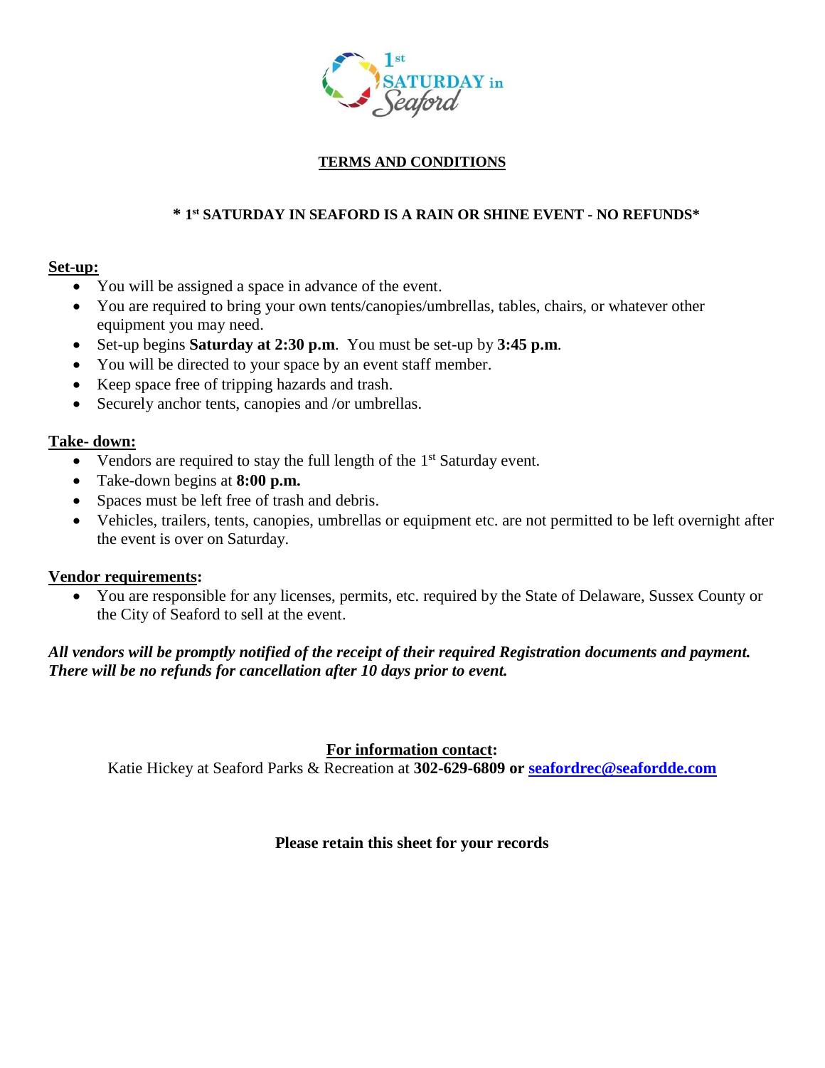1st SATURDAY in Seaford

## TERMS AND CONDITIONS

**\* 1st SATURDAY IN SEAFORD IS A RAIN OR SHINE EVENT - NO REFUNDS\***

### Set-up:

- You will be assigned a space in advance of the event.
- You are required to bring your own tents/canopies/umbrellas, tables, chairs, or whatever other equipment you may need.
- Set-up begins **Saturday at 2:30 p.m**. You must be set-up by **3:45 p.m**.
- You will be directed to your space by an event staff member.
- Keep space free of tripping hazards and trash.
- Securely anchor tents, canopies and /or umbrellas.

### Take- down:

- Vendors are required to stay the full length of the 1st Saturday event.
- Take-down begins at **8:00 p.m.**
- Spaces must be left free of trash and debris.
- Vehicles, trailers, tents, canopies, umbrellas or equipment etc. are not permitted to be left overnight after the event is over on Saturday.

### Vendor requirements:

- You are responsible for any licenses, permits, etc. required by the State of Delaware, Sussex County or the City of Seaford to sell at the event.

***All vendors will be promptly notified of the receipt of their required Registration documents and payment. There will be no refunds for cancellation after 10 days prior to event.***

**For information contact:**
Katie Hickey at Seaford Parks & Recreation at **302-629-6809 or seafordrec@seafordde.com**

**Please retain this sheet for your records**